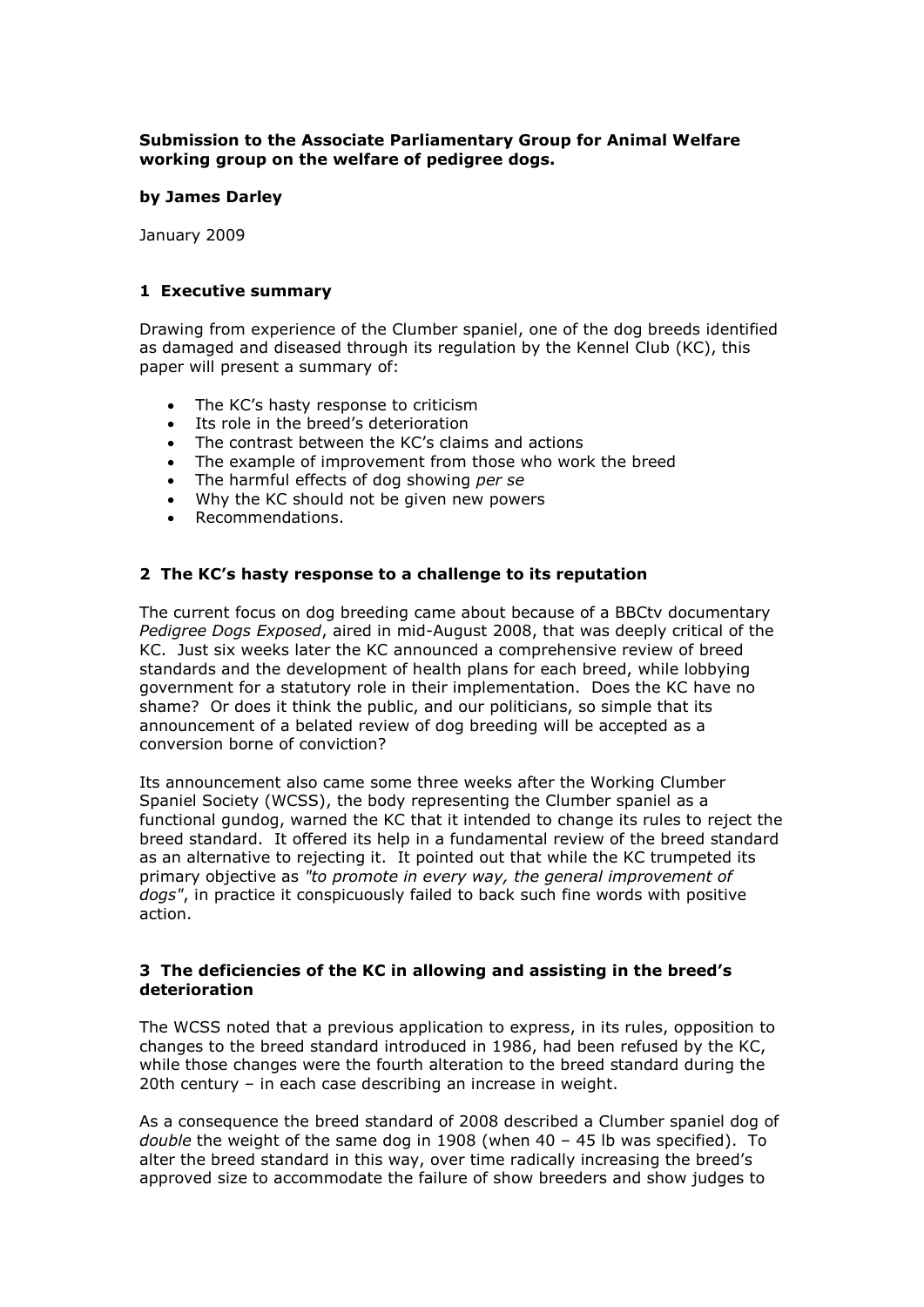**Submission to the Associate Parliamentary Group for Animal Welfare working group on the welfare of pedigree dogs.**

**by James Darley**

January 2009

## 1 Executive summary

Drawing from experience of the Clumber spaniel, one of the dog breeds identified as damaged and diseased through its regulation by the Kennel Club (KC), this paper will present a summary of:

- The KC's hasty response to criticism
- Its role in the breed's deterioration
- The contrast between the KC's claims and actions
- The example of improvement from those who work the breed
- The harmful effects of dog showing *per se*
- Why the KC should not be given new powers
- Recommendations.

## 2 The KC's hasty response to a challenge to its reputation

The current focus on dog breeding came about because of a BBCtv documentary *Pedigree Dogs Exposed*, aired in mid-August 2008, that was deeply critical of the KC. Just six weeks later the KC announced a comprehensive review of breed standards and the development of health plans for each breed, while lobbying government for a statutory role in their implementation. Does the KC have no shame? Or does it think the public, and our politicians, so simple that its announcement of a belated review of dog breeding will be accepted as a conversion borne of conviction?

Its announcement also came some three weeks after the Working Clumber Spaniel Society (WCSS), the body representing the Clumber spaniel as a functional gundog, warned the KC that it intended to change its rules to reject the breed standard. It offered its help in a fundamental review of the breed standard as an alternative to rejecting it. It pointed out that while the KC trumpeted its primary objective as *"to promote in every way, the general improvement of dogs"*, in practice it conspicuously failed to back such fine words with positive action.

## 3 The deficiencies of the KC in allowing and assisting in the breed's deterioration

The WCSS noted that a previous application to express, in its rules, opposition to changes to the breed standard introduced in 1986, had been refused by the KC, while those changes were the fourth alteration to the breed standard during the 20th century – in each case describing an increase in weight.

As a consequence the breed standard of 2008 described a Clumber spaniel dog of *double* the weight of the same dog in 1908 (when 40 – 45 lb was specified). To alter the breed standard in this way, over time radically increasing the breed's approved size to accommodate the failure of show breeders and show judges to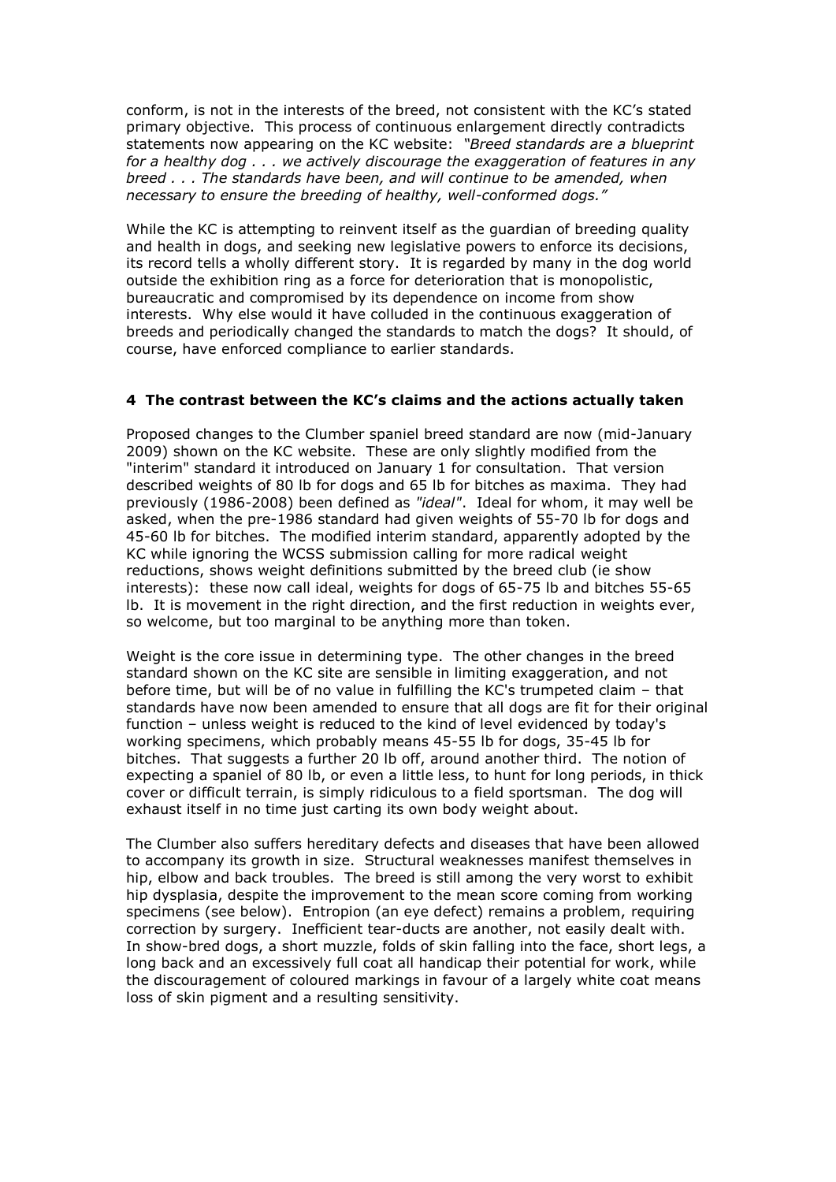conform, is not in the interests of the breed, not consistent with the KC's stated primary objective. This process of continuous enlargement directly contradicts statements now appearing on the KC website: *"Breed standards are a blueprint for a healthy dog . . . we actively discourage the exaggeration of features in any breed . . . The standards have been, and will continue to be amended, when necessary to ensure the breeding of healthy, well-conformed dogs."*

While the KC is attempting to reinvent itself as the guardian of breeding quality and health in dogs, and seeking new legislative powers to enforce its decisions, its record tells a wholly different story. It is regarded by many in the dog world outside the exhibition ring as a force for deterioration that is monopolistic, bureaucratic and compromised by its dependence on income from show interests. Why else would it have colluded in the continuous exaggeration of breeds and periodically changed the standards to match the dogs? It should, of course, have enforced compliance to earlier standards.

### 4 The contrast between the KC's claims and the actions actually taken

Proposed changes to the Clumber spaniel breed standard are now (mid-January 2009) shown on the KC website. These are only slightly modified from the "interim" standard it introduced on January 1 for consultation. That version described weights of 80 lb for dogs and 65 lb for bitches as maxima. They had previously (1986-2008) been defined as *"ideal"*. Ideal for whom, it may well be asked, when the pre-1986 standard had given weights of 55-70 lb for dogs and 45-60 lb for bitches. The modified interim standard, apparently adopted by the KC while ignoring the WCSS submission calling for more radical weight reductions, shows weight definitions submitted by the breed club (ie show interests): these now call ideal, weights for dogs of 65-75 lb and bitches 55-65 lb. It is movement in the right direction, and the first reduction in weights ever, so welcome, but too marginal to be anything more than token.

Weight is the core issue in determining type. The other changes in the breed standard shown on the KC site are sensible in limiting exaggeration, and not before time, but will be of no value in fulfilling the KC's trumpeted claim – that standards have now been amended to ensure that all dogs are fit for their original function – unless weight is reduced to the kind of level evidenced by today's working specimens, which probably means 45-55 lb for dogs, 35-45 lb for bitches. That suggests a further 20 lb off, around another third. The notion of expecting a spaniel of 80 lb, or even a little less, to hunt for long periods, in thick cover or difficult terrain, is simply ridiculous to a field sportsman. The dog will exhaust itself in no time just carting its own body weight about.

The Clumber also suffers hereditary defects and diseases that have been allowed to accompany its growth in size. Structural weaknesses manifest themselves in hip, elbow and back troubles. The breed is still among the very worst to exhibit hip dysplasia, despite the improvement to the mean score coming from working specimens (see below). Entropion (an eye defect) remains a problem, requiring correction by surgery. Inefficient tear-ducts are another, not easily dealt with. In show-bred dogs, a short muzzle, folds of skin falling into the face, short legs, a long back and an excessively full coat all handicap their potential for work, while the discouragement of coloured markings in favour of a largely white coat means loss of skin pigment and a resulting sensitivity.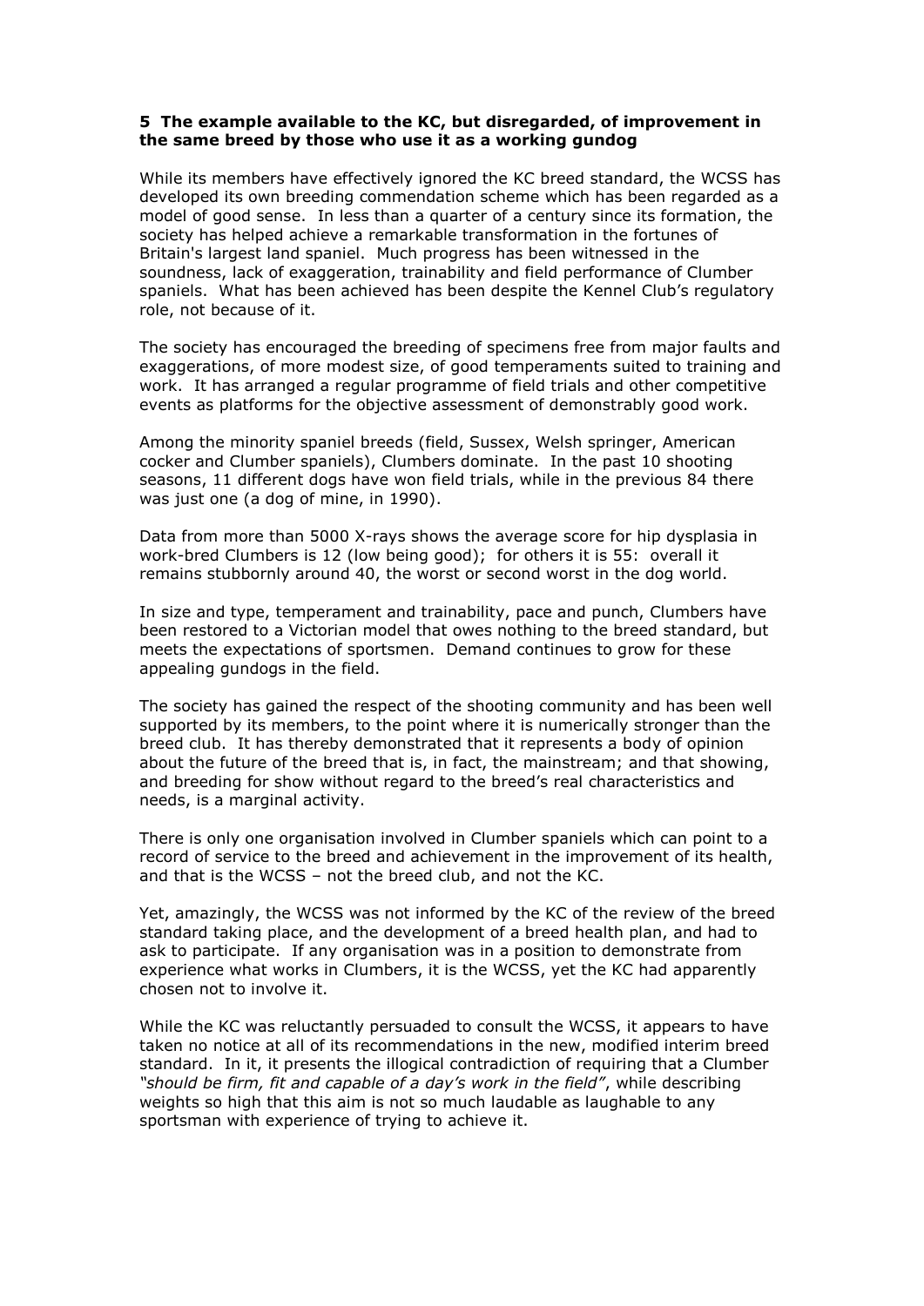## 5 The example available to the KC, but disregarded, of improvement in the same breed by those who use it as a working gundog

While its members have effectively ignored the KC breed standard, the WCSS has developed its own breeding commendation scheme which has been regarded as a model of good sense. In less than a quarter of a century since its formation, the society has helped achieve a remarkable transformation in the fortunes of Britain's largest land spaniel. Much progress has been witnessed in the soundness, lack of exaggeration, trainability and field performance of Clumber spaniels. What has been achieved has been despite the Kennel Club's regulatory role, not because of it.

The society has encouraged the breeding of specimens free from major faults and exaggerations, of more modest size, of good temperaments suited to training and work. It has arranged a regular programme of field trials and other competitive events as platforms for the objective assessment of demonstrably good work.

Among the minority spaniel breeds (field, Sussex, Welsh springer, American cocker and Clumber spaniels), Clumbers dominate. In the past 10 shooting seasons, 11 different dogs have won field trials, while in the previous 84 there was just one (a dog of mine, in 1990).

Data from more than 5000 X-rays shows the average score for hip dysplasia in work-bred Clumbers is 12 (low being good); for others it is 55: overall it remains stubbornly around 40, the worst or second worst in the dog world.

In size and type, temperament and trainability, pace and punch, Clumbers have been restored to a Victorian model that owes nothing to the breed standard, but meets the expectations of sportsmen. Demand continues to grow for these appealing gundogs in the field.

The society has gained the respect of the shooting community and has been well supported by its members, to the point where it is numerically stronger than the breed club. It has thereby demonstrated that it represents a body of opinion about the future of the breed that is, in fact, the mainstream; and that showing, and breeding for show without regard to the breed's real characteristics and needs, is a marginal activity.

There is only one organisation involved in Clumber spaniels which can point to a record of service to the breed and achievement in the improvement of its health, and that is the WCSS – not the breed club, and not the KC.

Yet, amazingly, the WCSS was not informed by the KC of the review of the breed standard taking place, and the development of a breed health plan, and had to ask to participate. If any organisation was in a position to demonstrate from experience what works in Clumbers, it is the WCSS, yet the KC had apparently chosen not to involve it.

While the KC was reluctantly persuaded to consult the WCSS, it appears to have taken no notice at all of its recommendations in the new, modified interim breed standard. In it, it presents the illogical contradiction of requiring that a Clumber *"should be firm, fit and capable of a day's work in the field"*, while describing weights so high that this aim is not so much laudable as laughable to any sportsman with experience of trying to achieve it.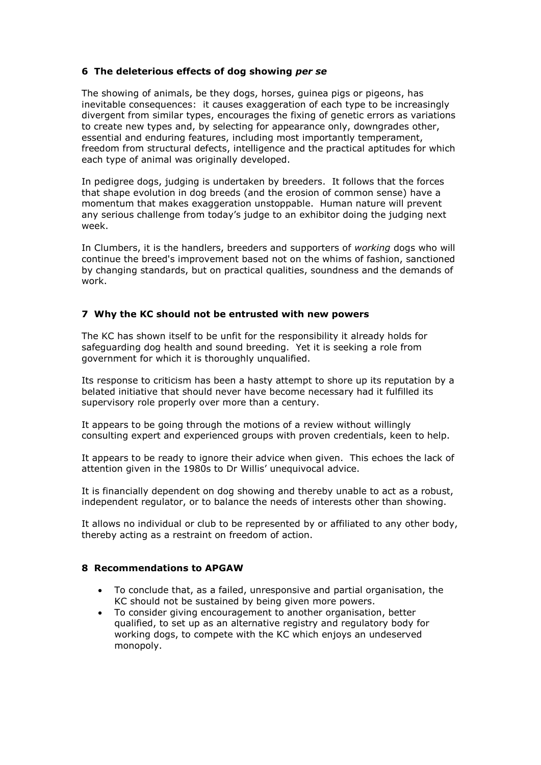## 6 The deleterious effects of dog showing *per se*

The showing of animals, be they dogs, horses, guinea pigs or pigeons, has inevitable consequences: it causes exaggeration of each type to be increasingly divergent from similar types, encourages the fixing of genetic errors as variations to create new types and, by selecting for appearance only, downgrades other, essential and enduring features, including most importantly temperament, freedom from structural defects, intelligence and the practical aptitudes for which each type of animal was originally developed.

In pedigree dogs, judging is undertaken by breeders. It follows that the forces that shape evolution in dog breeds (and the erosion of common sense) have a momentum that makes exaggeration unstoppable. Human nature will prevent any serious challenge from today's judge to an exhibitor doing the judging next week.

In Clumbers, it is the handlers, breeders and supporters of *working* dogs who will continue the breed's improvement based not on the whims of fashion, sanctioned by changing standards, but on practical qualities, soundness and the demands of work.

## 7 Why the KC should not be entrusted with new powers

The KC has shown itself to be unfit for the responsibility it already holds for safeguarding dog health and sound breeding. Yet it is seeking a role from government for which it is thoroughly unqualified.

Its response to criticism has been a hasty attempt to shore up its reputation by a belated initiative that should never have become necessary had it fulfilled its supervisory role properly over more than a century.

It appears to be going through the motions of a review without willingly consulting expert and experienced groups with proven credentials, keen to help.

It appears to be ready to ignore their advice when given. This echoes the lack of attention given in the 1980s to Dr Willis' unequivocal advice.

It is financially dependent on dog showing and thereby unable to act as a robust, independent regulator, or to balance the needs of interests other than showing.

It allows no individual or club to be represented by or affiliated to any other body, thereby acting as a restraint on freedom of action.

## 8 Recommendations to APGAW

- To conclude that, as a failed, unresponsive and partial organisation, the KC should not be sustained by being given more powers.
- To consider giving encouragement to another organisation, better qualified, to set up as an alternative registry and regulatory body for working dogs, to compete with the KC which enjoys an undeserved monopoly.